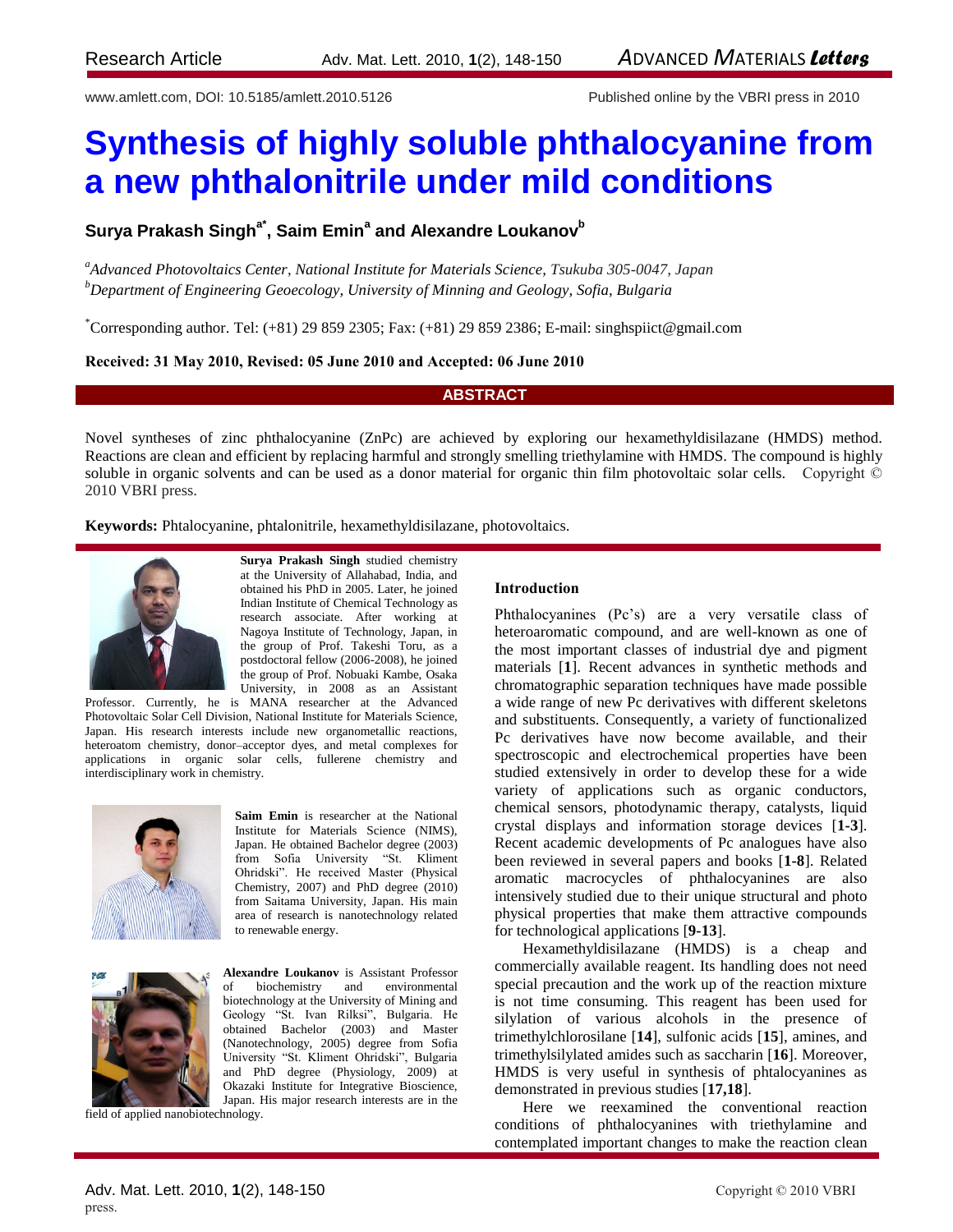Research Article

www.amlett.com, DOI: 10.5185/amlett.2010.5126 Published online by the VBRI press in 2010

# Synthesis of highly soluble phthalocyanine from a new phthalonitrile under mild conditions

**Surya Prakash Singh[a*], Saim Emin[a] and Alexandre Loukanov[b]**

[a] *Advanced Photovoltaics Center, National Institute for Materials Science, Tsukuba 305-0047, Japan*
[b] *Department of Engineering Geoecology, University of Minning and Geology, Sofia, Bulgaria*

[*] Corresponding author. Tel: (+81) 29 859 2305; Fax: (+81) 29 859 2386; E-mail: singhspiict@gmail.com

**Received: 31 May 2010, Revised: 05 June 2010 and Accepted: 06 June 2010**

## ABSTRACT

Novel syntheses of zinc phthalocyanine (ZnPc) are achieved by exploring our hexamethyldisilazane (HMDS) method. Reactions are clean and efficient by replacing harmful and strongly smelling triethylamine with HMDS. The compound is highly soluble in organic solvents and can be used as a donor material for organic thin film photovoltaic solar cells. Copyright © 2010 VBRI press.

**Keywords:** Phtalocyanine, phtalonitrile, hexamethyldisilazane, photovoltaics.

**Surya Prakash Singh** studied chemistry at the University of Allahabad, India, and obtained his PhD in 2005. Later, he joined Indian Institute of Chemical Technology as research associate. After working at Nagoya Institute of Technology, Japan, in the group of Prof. Takeshi Toru, as a postdoctoral fellow (2006-2008), he joined the group of Prof. Nobuaki Kambe, Osaka University, in 2008 as an Assistant Professor. Currently, he is MANA researcher at the Advanced Photovoltaic Solar Cell Division, National Institute for Materials Science, Japan. His research interests include new organometallic reactions, heteroatom chemistry, donor–acceptor dyes, and metal complexes for applications in organic solar cells, fullerene chemistry and interdisciplinary work in chemistry.

**Saim Emin** is researcher at the National Institute for Materials Science (NIMS), Japan. He obtained Bachelor degree (2003) from Sofia University "St. Kliment Ohridski". He received Master (Physical Chemistry, 2007) and PhD degree (2010) from Saitama University, Japan. His main area of research is nanotechnology related to renewable energy.

**Alexandre Loukanov** is Assistant Professor of biochemistry and environmental biotechnology at the University of Mining and Geology "St. Ivan Rilksi", Bulgaria. He obtained Bachelor (2003) and Master (Nanotechnology, 2005) degree from Sofia University "St. Kliment Ohridski", Bulgaria and PhD degree (Physiology, 2009) at Okazaki Institute for Integrative Bioscience, Japan. His major research interests are in the field of applied nanobiotechnology.

### Introduction

Phthalocyanines (Pc's) are a very versatile class of heteroaromatic compound, and are well-known as one of the most important classes of industrial dye and pigment materials [**1**]. Recent advances in synthetic methods and chromatographic separation techniques have made possible a wide range of new Pc derivatives with different skeletons and substituents. Consequently, a variety of functionalized Pc derivatives have now become available, and their spectroscopic and electrochemical properties have been studied extensively in order to develop these for a wide variety of applications such as organic conductors, chemical sensors, photodynamic therapy, catalysts, liquid crystal displays and information storage devices [**1-3**]. Recent academic developments of Pc analogues have also been reviewed in several papers and books [**1-8**]. Related aromatic macrocycles of phthalocyanines are also intensively studied due to their unique structural and photo physical properties that make them attractive compounds for technological applications [**9-13**].

Hexamethyldisilazane (HMDS) is a cheap and commercially available reagent. Its handling does not need special precaution and the work up of the reaction mixture is not time consuming. This reagent has been used for silylation of various alcohols in the presence of trimethylchlorosilane [**14**], sulfonic acids [**15**], amines, and trimethylsilylated amides such as saccharin [**16**]. Moreover, HMDS is very useful in synthesis of phtalocyanines as demonstrated in previous studies [**17,18**].

Here we reexamined the conventional reaction conditions of phthalocyanines with triethylamine and contemplated important changes to make the reaction clean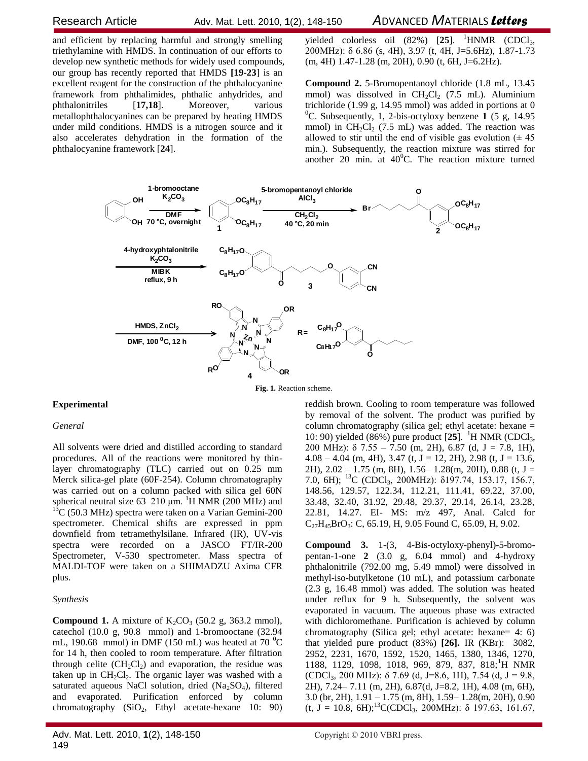and efficient by replacing harmful and strongly smelling triethylamine with HMDS. In continuation of our efforts to develop new synthetic methods for widely used compounds, our group has recently reported that HMDS **[19-23]** is an excellent reagent for the construction of the phthalocyanine framework from phthalimides, phthalic anhydrides, and phthalonitriles [**17,18**]. Moreover, various metallophthalocyanines can be prepared by heating HMDS under mild conditions. HMDS is a nitrogen source and it also accelerates dehydration in the formation of the phthalocyanine framework [**24**].

**Fig. 1.** Reaction scheme.

## Experimental

### *General*

All solvents were dried and distilled according to standard procedures. All of the reactions were monitored by thin-layer chromatography (TLC) carried out on 0.25 mm Merck silica-gel plate (60F-254). Column chromatography was carried out on a column packed with silica gel 60N spherical neutral size 63–210 μm. $^{1}$H NMR (200 MHz) and $^{13}$C (50.3 MHz) spectra were taken on a Varian Gemini-200 spectrometer. Chemical shifts are expressed in ppm downfield from tetramethylsilane. Infrared (IR), UV-vis spectra were recorded on a JASCO FT/IR-200 Spectrometer, V-530 spectrometer. Mass spectra of MALDI-TOF were taken on a SHIMADZU Axima CFR plus.

### *Synthesis*

**Compound 1.** A mixture of $K_2CO_3$ (50.2 g, 363.2 mmol), catechol (10.0 g, 90.8 mmol) and 1-bromooctane (32.94 mL, 190.68 mmol) in DMF (150 mL) was heated at 70 $^0$C for 14 h, then cooled to room temperature. After filtration through celite ($CH_2Cl_2$) and evaporation, the residue was taken up in $CH_2Cl_2$. The organic layer was washed with a saturated aqueous NaCl solution, dried ($Na_2SO_4$), filtered and evaporated. Purification enforced by column chromatography ($SiO_2$, Ethyl acetate-hexane 10: 90) yielded colorless oil (82%) [**25**]. $^{1}$HNMR ($CDCl_3$, 200MHz): δ 6.86 (s, 4H), 3.97 (t, 4H, J=5.6Hz), 1.87-1.73 (m, 4H) 1.47-1.28 (m, 20H), 0.90 (t, 6H, J=6.2Hz).

**Compound 2.** 5-Bromopentanoyl chloride (1.8 mL, 13.45 mmol) was dissolved in $CH_2Cl_2$ (7.5 mL). Aluminium trichloride (1.99 g, 14.95 mmol) was added in portions at 0 $^0$C. Subsequently, 1, 2-bis-octyloxy benzene **1** (5 g, 14.95 mmol) in $CH_2Cl_2$ (7.5 mL) was added. The reaction was allowed to stir until the end of visible gas evolution (± 45 min.). Subsequently, the reaction mixture was stirred for another 20 min. at 40$^0$C. The reaction mixture turned reddish brown. Cooling to room temperature was followed by removal of the solvent. The product was purified by column chromatography (silica gel; ethyl acetate: hexane = 10: 90) yielded (86%) pure product [**25**]. $^{1}$H NMR ($CDCl_3$, 200 MHz): δ 7.55 – 7.50 (m, 2H), 6.87 (d, J = 7.8, 1H), 4.08 – 4.04 (m, 4H), 3.47 (t, J = 12, 2H), 2.98 (t, J = 13.6, 2H), 2.02 – 1.75 (m, 8H), 1.56– 1.28(m, 20H), 0.88 (t, J = 7.0, 6H); $^{13}$C ($CDCl_3$, 200MHz): δ197.74, 153.17, 156.7, 148.56, 129.57, 122.34, 112.21, 111.41, 69.22, 37.00, 33.48, 32.40, 31.92, 29.48, 29.37, 29.14, 26.14, 23.28, 22.81, 14.27. EI- MS: m/z 497, Anal. Calcd for $C_{27}H_{45}BrO_3$: C, 65.19, H, 9.05 Found C, 65.09, H, 9.02.

**Compound 3.** 1-(3, 4-Bis-octyloxy-phenyl)-5-bromo-pentan-1-one **2** (3.0 g, 6.04 mmol) and 4-hydroxy phthalonitrile (792.00 mg, 5.49 mmol) were dissolved in methyl-iso-butylketone (10 mL), and potassium carbonate (2.3 g, 16.48 mmol) was added. The solution was heated under reflux for 9 h. Subsequently, the solvent was evaporated in vacuum. The aqueous phase was extracted with dichloromethane. Purification is achieved by column chromatography (Silica gel; ethyl acetate: hexane= 4: 6) that yielded pure product (83%) **[26].** IR (KBr): 3082, 2952, 2231, 1670, 1592, 1520, 1465, 1380, 1346, 1270, 1188, 1129, 1098, 1018, 969, 879, 837, 818; $^{1}$H NMR ($CDCl_3$, 200 MHz): δ 7.69 (d, J=8.6, 1H), 7.54 (d, J = 9.8, 2H), 7.24– 7.11 (m, 2H), 6.87(d, J=8.2, 1H), 4.08 (m, 6H), 3.0 (br, 2H), 1.91 – 1.75 (m, 8H), 1.59– 1.28(m, 20H), 0.90 (t, J = 10.8, 6H);$^{13}$C($CDCl_3$, 200MHz): δ 197.63, 161.67,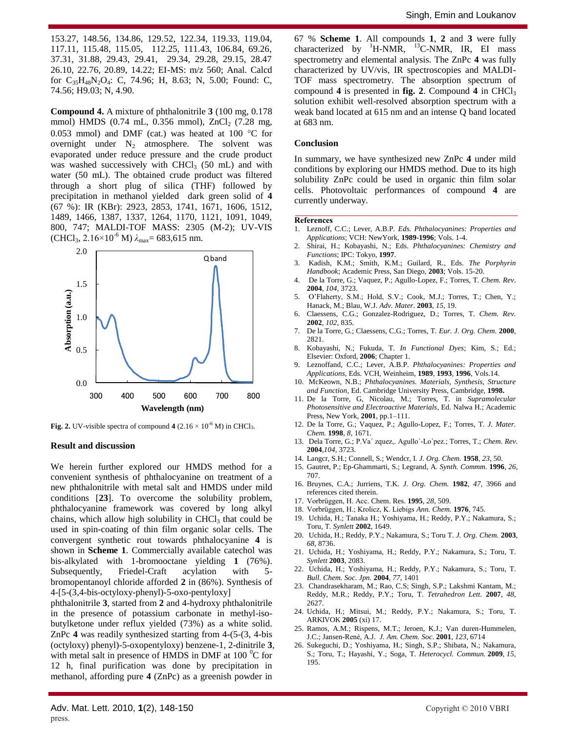153.27, 148.56, 134.86, 129.52, 122.34, 119.33, 119.04, 117.11, 115.48, 115.05, 112.25, 111.43, 106.84, 69.26, 37.31, 31.88, 29.43, 29.41, 29.34, 29.28, 29.15, 28.47 26.10, 22.76, 20.89, 14.22; EI-MS: m/z 560; Anal. Calcd for $C_{35}H_{48}N_2O_4$: C, 74.96; H, 8.63; N, 5.00; Found: C, 74.56; H9.03; N, 4.90.

**Compound 4.** A mixture of phthalonitrile **3** (100 mg, 0.178 mmol) HMDS (0.74 mL, 0.356 mmol), $ZnCl_2$ (7.28 mg, 0.053 mmol) and DMF (cat.) was heated at 100 °C for overnight under $N_2$ atmosphere. The solvent was evaporated under reduce pressure and the crude product was washed successively with $CHCl_3$ (50 mL) and with water (50 mL). The obtained crude product was filtered through a short plug of silica (THF) followed by precipitation in methanol yielded dark green solid of **4** (67 %): IR (KBr): 2923, 2853, 1741, 1671, 1606, 1512, 1489, 1466, 1387, 1337, 1264, 1170, 1121, 1091, 1049, 800, 747; MALDI-TOF MASS: 2305 (M-2); UV-VIS ($CHCl_3$, $2.16\times10^{-6}$ M) $\lambda_{max}$= 683,615 nm.

Q band
Absorption (a.u.)
2.0
1.5
1.0
0.5
0.0
300 400 500 600 700 800
Wavelength (nm)

**Fig. 2.** UV-visible spectra of compound **4** ($2.16 \times 10^{-6}$ M) in $CHCl_3$.

## Result and discussion

We herein further explored our HMDS method for a convenient synthesis of phthalocyanine on treatment of a new phthalonitrile with metal salt and HMDS under mild conditions [**23**]. To overcome the solubility problem, phthalocyanine framework was covered by long alkyl chains, which allow high solubility in $CHCl_3$ that could be used in spin-coating of thin film organic solar cells. The convergent synthetic rout towards phthalocyanine **4** is shown in **Scheme 1**. Commercially available catechol was bis-alkylated with 1-bromooctane yielding **1** (76%). Subsequently, Friedel-Craft acylation with 5-bromopentanoyl chloride afforded **2** in (86%). Synthesis of 4-[5-(3,4-bis-octyloxy-phenyl)-5-oxo-pentyloxy] phthalonitrile **3**, started from **2** and 4-hydroxy phthalonitrile in the presence of potassium carbonate in methyl-iso-butylketone under reflux yielded (73%) as a white solid. ZnPc **4** was readily synthesized starting from 4-(5-(3, 4-bis (octyloxy) phenyl)-5-oxopentyloxy) benzene-1, 2-dinitrile **3**, with metal salt in presence of HMDS in DMF at 100 $^0$C for 12 h, final purification was done by precipitation in methanol, affording pure **4** (ZnPc) as a greenish powder in 67 % **Scheme 1**. All compounds **1**, **2** and **3** were fully characterized by $^1$H-NMR, $^{13}$C-NMR, IR, EI mass spectrometry and elemental analysis. The ZnPc **4** was fully characterized by UV/vis, IR spectroscopies and MALDI-TOF mass spectrometry. The absorption spectrum of compound **4** is presented in **fig. 2**. Compound **4** in $CHCl_3$ solution exhibit well-resolved absorption spectrum with a weak band located at 615 nm and an intense Q band located at 683 nm.

## Conclusion

In summary, we have synthesized new ZnPc **4** under mild conditions by exploring our HMDS method. Due to its high solubility ZnPc could be used in organic thin film solar cells. Photovoltaic performances of compound **4** are currently underway.

## References

1. Leznoff, C.C.; Lever, A.B.P. *Eds. Phthalocyanines: Properties and Applications*; VCH: NewYork, **1989-1996**; Vols. 1-4.
2. Shirai, H.; Kobayashi, N.; Eds. *Phthalocyanines: Chemistry and Functions*; IPC: Tokyo, **1997**.
3. Kadish, K.M.; Smith, K.M.; Guilard, R., Eds. *The Porphyrin Handbook*; Academic Press, San Diego, **2003**; Vols. 15-20.
4. De la Torre, G.; Vaquez, P.; Agullo-Lopez, F.; Torres, T. *Chem. Rev*. **2004**, *104*, 3723.
5. O'Flaherty, S.M.; Hold, S.V.; Cook, M.J.; Torres, T.; Chen, Y.; Hanack, M.; Blau, W.J. *Adv. Mater*. **2003**, *15*, 19.
6. Claessens, C.G.; Gonzalez-Rodriguez, D.; Torres, T. *Chem. Rev.* **2002**, *102*, 835.
7. De la Torre, G.; Claessens, C.G.; Torres, T. *Eur. J. Org. Chem.* **2000**, 2821.
8. Kobayashi, N.; Fukuda, T. *In Functional Dyes*; Kim, S.; Ed.; Elsevier: Oxford, **2006**; Chapter 1.
9. Leznoffand, C.C.; Lever, A.B.P. *Phthalocyanines: Properties and Applications*, Eds. VCH, Weinheim, **1989**, **1993**, **1996**, Vols.14.
10. McKeown, N.B.; *Phthalocyanines. Materials, Synthesis, Structure and Function*, Ed. Cambridge University Press, Cambridge, **1998.**
11. De la Torre, G, Nicolau, M.; Torres, T. in *Supramolecular Photosensitive and Electroactive Materials*, Ed. Nalwa H.; Academic Press, New York, **2001**, pp.1–111.
12. De la Torre, G.; Vaquez, P.; Agullo-Lopez, F.; Torres, T. *J. Mater. Chem.* **1998**, *8*, 1671.
13. Dela Torre, G.; P.Va´ zquez,. Agullo´-Lo´pez.; Torres, T.; *Chem. Rev.* **2004**,*104*, 3723.
14. Langcr, S.H.; Connell, S.; Wendcr, I. *J. Org. Chem.* **1958**, *23*, 50.
15. Gautret, P.; Ep-Ghammarti, S.; Legrand, A. *Synth. Commm.* **1996**, *26*, 707.
16. Bruynes, C.A.; Jurriens, T.K. *J. Org. Chem.* **1982**, *47*, 3966 and references cited therein.
17. Vorbrüggen, H. Acc. Chem. Res. **1995**, *28*, 509.
18. Vorbrüggen, H.; Krolicz, K. Liebigs *Ann. Chem.* **1976**, 745.
19. Uchida, H.; Tanaka H.; Yoshiyama, H.; Reddy, P.Y.; Nakamura, S.; Toru, T. *Synlett* **2002**, 1649.
20. Uchida, H.; Reddy, P.Y.; Nakamura, S.; Toru T. *J. Org. Chem.* **2003**, *68*, 8736.
21. Uchida, H.; Yoshiyama, H.; Reddy, P.Y.; Nakamura, S.; Toru, T. *Synlett* **2003**, 2083.
22. Uchida, H.; Yoshiyama, H.; Reddy, P.Y.; Nakamura, S.; Toru, T. *Bull. Chem. Soc. Jpn.* **2004**, *77*, 1401
23. Chandrasekharam, M.; Rao, C.S; Singh, S.P.; Lakshmi Kantam, M.; Reddy, M.R.; Reddy, P.Y.; Toru, T. *Tetrahedron Lett.* **2007**, *48*, 2627.
24. Uchida, H.; Mitsui, M.; Reddy, P.Y.; Nakamura, S.; Toru, T. ARKIVOK **2005** (xi) 17.
25. Ramos, A.M.; Rispens, M.T.; Jeroen, K.J.; Van duren-Hummelen, J.C.; Jansen-René, A.J. *J. Am. Chem. Soc.* **2001**, *123*, 6714
26. Sukeguchi, D.; Yoshiyama, H.; Singh, S.P.; Shibata, N.; Nakamura, S.; Toru, T.; Hayashi, Y.; Soga, T. *Heterocycl. Commun.* **2009**, *15*, 195.